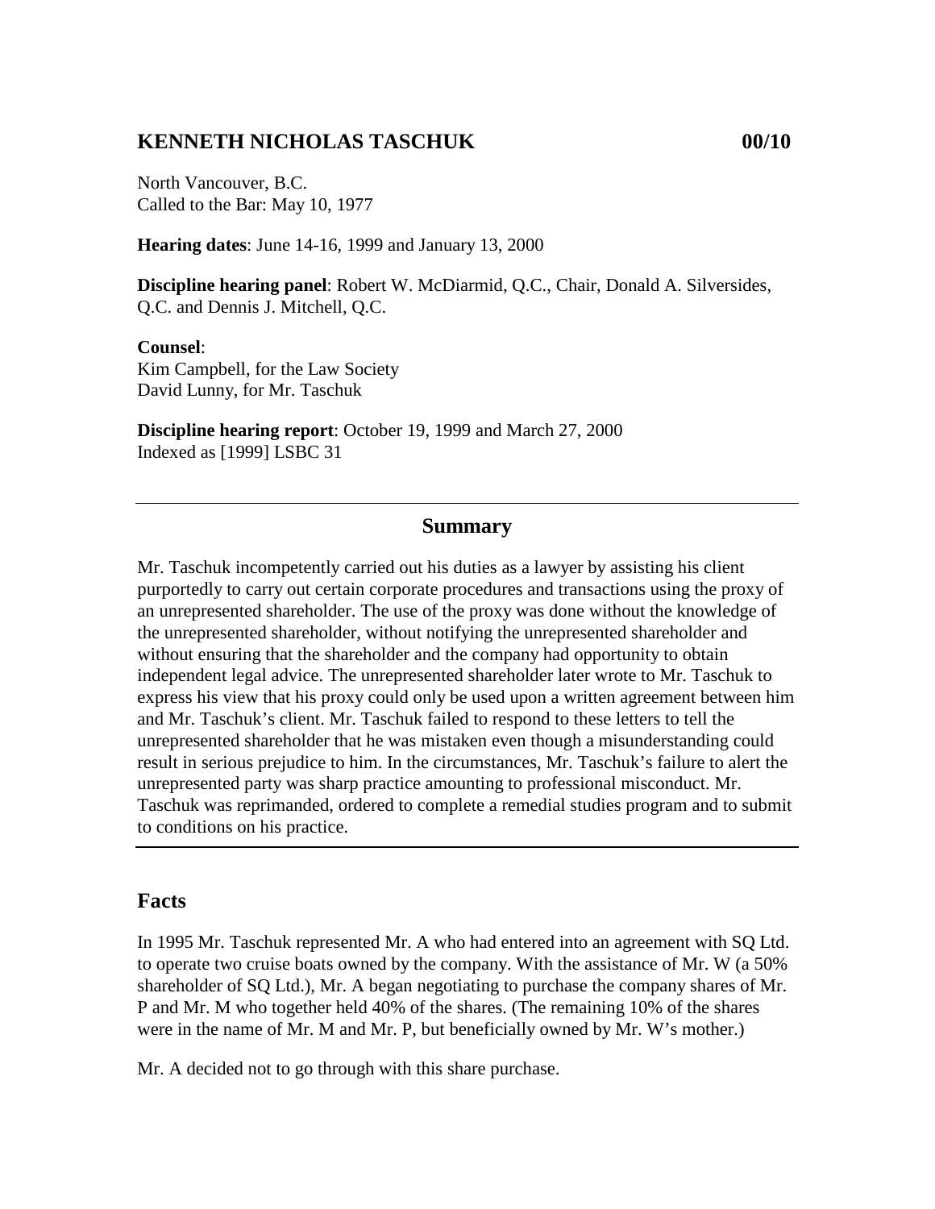# KENNETH NICHOLAS TASCHUK 00/10

North Vancouver, B.C.
Called to the Bar: May 10, 1977

**Hearing dates**: June 14-16, 1999 and January 13, 2000

**Discipline hearing panel**: Robert W. McDiarmid, Q.C., Chair, Donald A. Silversides, Q.C. and Dennis J. Mitchell, Q.C.

**Counsel**:
Kim Campbell, for the Law Society
David Lunny, for Mr. Taschuk

**Discipline hearing report**: October 19, 1999 and March 27, 2000
Indexed as [1999] LSBC 31

---

## Summary

Mr. Taschuk incompetently carried out his duties as a lawyer by assisting his client purportedly to carry out certain corporate procedures and transactions using the proxy of an unrepresented shareholder. The use of the proxy was done without the knowledge of the unrepresented shareholder, without notifying the unrepresented shareholder and without ensuring that the shareholder and the company had opportunity to obtain independent legal advice. The unrepresented shareholder later wrote to Mr. Taschuk to express his view that his proxy could only be used upon a written agreement between him and Mr. Taschuk's client. Mr. Taschuk failed to respond to these letters to tell the unrepresented shareholder that he was mistaken even though a misunderstanding could result in serious prejudice to him. In the circumstances, Mr. Taschuk's failure to alert the unrepresented party was sharp practice amounting to professional misconduct. Mr. Taschuk was reprimanded, ordered to complete a remedial studies program and to submit to conditions on his practice.

---

## Facts

In 1995 Mr. Taschuk represented Mr. A who had entered into an agreement with SQ Ltd. to operate two cruise boats owned by the company. With the assistance of Mr. W (a 50% shareholder of SQ Ltd.), Mr. A began negotiating to purchase the company shares of Mr. P and Mr. M who together held 40% of the shares. (The remaining 10% of the shares were in the name of Mr. M and Mr. P, but beneficially owned by Mr. W's mother.)

Mr. A decided not to go through with this share purchase.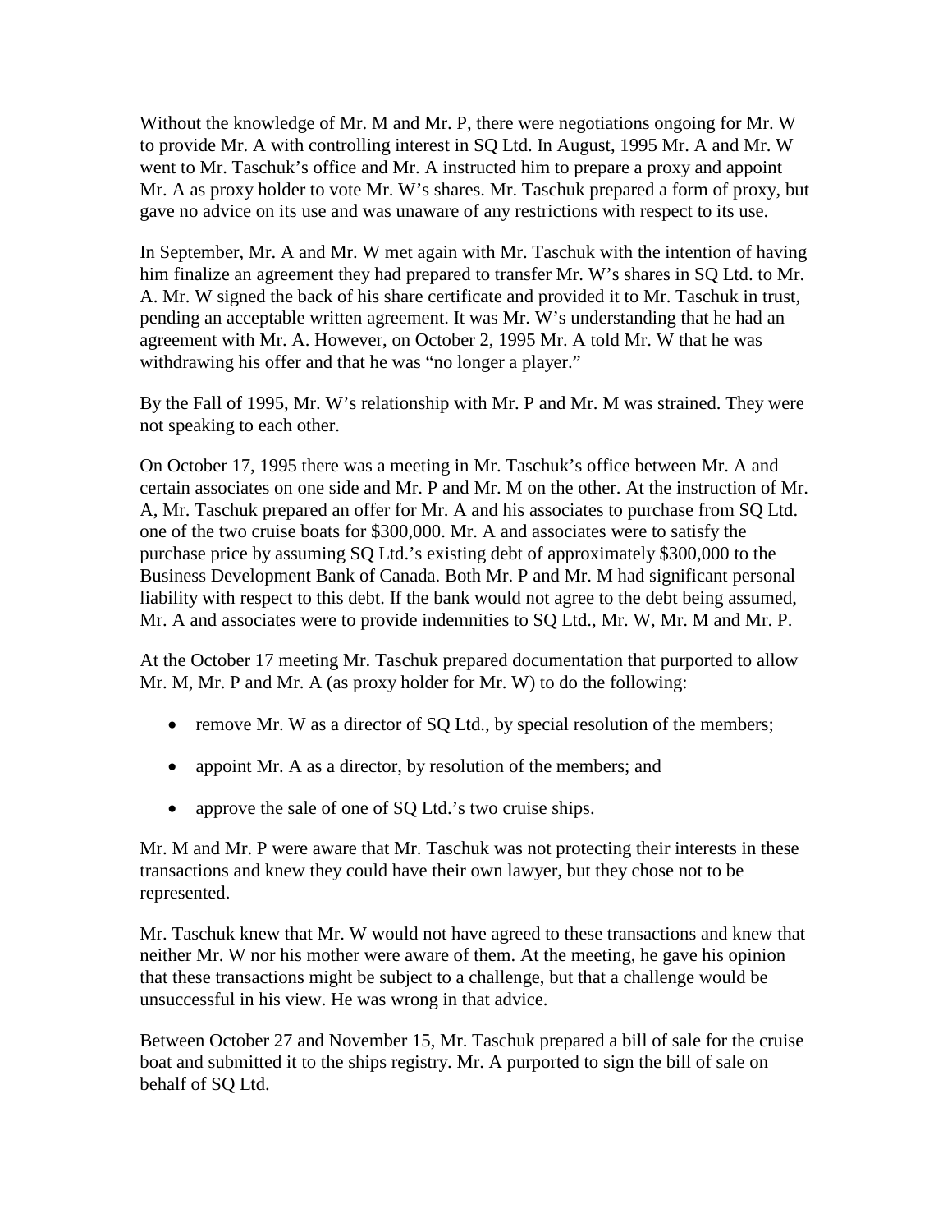Without the knowledge of Mr. M and Mr. P, there were negotiations ongoing for Mr. W to provide Mr. A with controlling interest in SQ Ltd. In August, 1995 Mr. A and Mr. W went to Mr. Taschuk's office and Mr. A instructed him to prepare a proxy and appoint Mr. A as proxy holder to vote Mr. W's shares. Mr. Taschuk prepared a form of proxy, but gave no advice on its use and was unaware of any restrictions with respect to its use.

In September, Mr. A and Mr. W met again with Mr. Taschuk with the intention of having him finalize an agreement they had prepared to transfer Mr. W's shares in SQ Ltd. to Mr. A. Mr. W signed the back of his share certificate and provided it to Mr. Taschuk in trust, pending an acceptable written agreement. It was Mr. W's understanding that he had an agreement with Mr. A. However, on October 2, 1995 Mr. A told Mr. W that he was withdrawing his offer and that he was "no longer a player."

By the Fall of 1995, Mr. W's relationship with Mr. P and Mr. M was strained. They were not speaking to each other.

On October 17, 1995 there was a meeting in Mr. Taschuk's office between Mr. A and certain associates on one side and Mr. P and Mr. M on the other. At the instruction of Mr. A, Mr. Taschuk prepared an offer for Mr. A and his associates to purchase from SQ Ltd. one of the two cruise boats for $300,000. Mr. A and associates were to satisfy the purchase price by assuming SQ Ltd.'s existing debt of approximately $300,000 to the Business Development Bank of Canada. Both Mr. P and Mr. M had significant personal liability with respect to this debt. If the bank would not agree to the debt being assumed, Mr. A and associates were to provide indemnities to SQ Ltd., Mr. W, Mr. M and Mr. P.

At the October 17 meeting Mr. Taschuk prepared documentation that purported to allow Mr. M, Mr. P and Mr. A (as proxy holder for Mr. W) to do the following:

- remove Mr. W as a director of SQ Ltd., by special resolution of the members;
- appoint Mr. A as a director, by resolution of the members; and
- approve the sale of one of SQ Ltd.'s two cruise ships.

Mr. M and Mr. P were aware that Mr. Taschuk was not protecting their interests in these transactions and knew they could have their own lawyer, but they chose not to be represented.

Mr. Taschuk knew that Mr. W would not have agreed to these transactions and knew that neither Mr. W nor his mother were aware of them. At the meeting, he gave his opinion that these transactions might be subject to a challenge, but that a challenge would be unsuccessful in his view. He was wrong in that advice.

Between October 27 and November 15, Mr. Taschuk prepared a bill of sale for the cruise boat and submitted it to the ships registry. Mr. A purported to sign the bill of sale on behalf of SQ Ltd.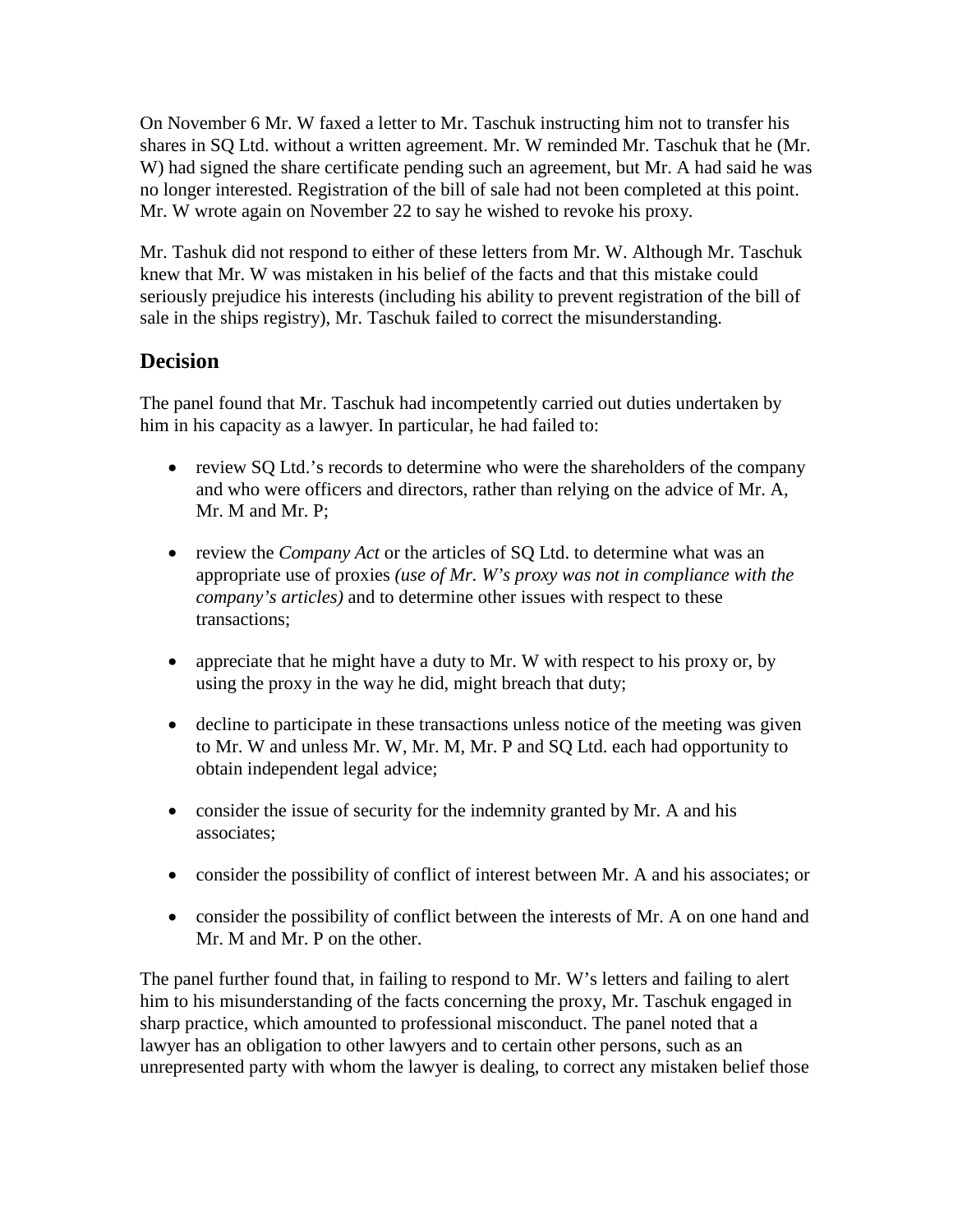On November 6 Mr. W faxed a letter to Mr. Taschuk instructing him not to transfer his shares in SQ Ltd. without a written agreement. Mr. W reminded Mr. Taschuk that he (Mr. W) had signed the share certificate pending such an agreement, but Mr. A had said he was no longer interested. Registration of the bill of sale had not been completed at this point. Mr. W wrote again on November 22 to say he wished to revoke his proxy.

Mr. Tashuk did not respond to either of these letters from Mr. W. Although Mr. Taschuk knew that Mr. W was mistaken in his belief of the facts and that this mistake could seriously prejudice his interests (including his ability to prevent registration of the bill of sale in the ships registry), Mr. Taschuk failed to correct the misunderstanding.

## Decision

The panel found that Mr. Taschuk had incompetently carried out duties undertaken by him in his capacity as a lawyer. In particular, he had failed to:

- review SQ Ltd.'s records to determine who were the shareholders of the company and who were officers and directors, rather than relying on the advice of Mr. A, Mr. M and Mr. P;
- review the *Company Act* or the articles of SQ Ltd. to determine what was an appropriate use of proxies *(use of Mr. W's proxy was not in compliance with the company's articles)* and to determine other issues with respect to these transactions;
- appreciate that he might have a duty to Mr. W with respect to his proxy or, by using the proxy in the way he did, might breach that duty;
- decline to participate in these transactions unless notice of the meeting was given to Mr. W and unless Mr. W, Mr. M, Mr. P and SQ Ltd. each had opportunity to obtain independent legal advice;
- consider the issue of security for the indemnity granted by Mr. A and his associates;
- consider the possibility of conflict of interest between Mr. A and his associates; or
- consider the possibility of conflict between the interests of Mr. A on one hand and Mr. M and Mr. P on the other.

The panel further found that, in failing to respond to Mr. W's letters and failing to alert him to his misunderstanding of the facts concerning the proxy, Mr. Taschuk engaged in sharp practice, which amounted to professional misconduct. The panel noted that a lawyer has an obligation to other lawyers and to certain other persons, such as an unrepresented party with whom the lawyer is dealing, to correct any mistaken belief those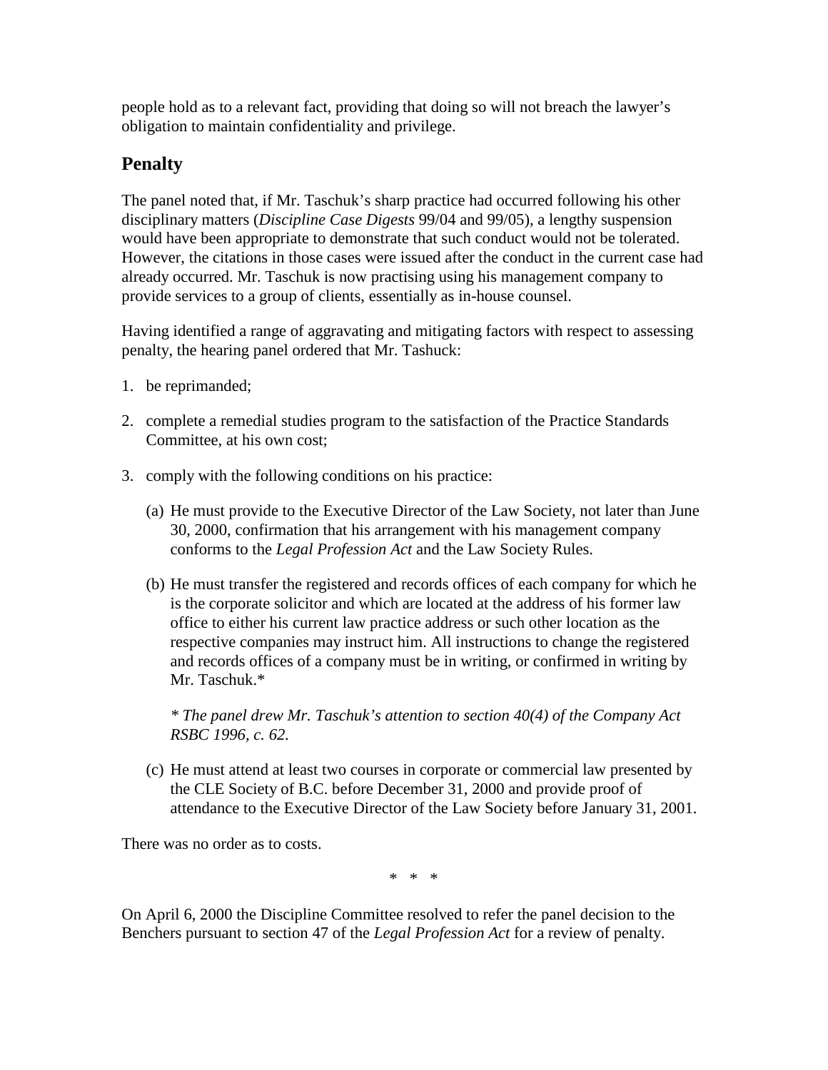people hold as to a relevant fact, providing that doing so will not breach the lawyer's obligation to maintain confidentiality and privilege.

## Penalty

The panel noted that, if Mr. Taschuk's sharp practice had occurred following his other disciplinary matters (*Discipline Case Digests* 99/04 and 99/05), a lengthy suspension would have been appropriate to demonstrate that such conduct would not be tolerated. However, the citations in those cases were issued after the conduct in the current case had already occurred. Mr. Taschuk is now practising using his management company to provide services to a group of clients, essentially as in-house counsel.

Having identified a range of aggravating and mitigating factors with respect to assessing penalty, the hearing panel ordered that Mr. Tashuck:

1. be reprimanded;

2. complete a remedial studies program to the satisfaction of the Practice Standards Committee, at his own cost;

3. comply with the following conditions on his practice:

   (a) He must provide to the Executive Director of the Law Society, not later than June 30, 2000, confirmation that his arrangement with his management company conforms to the *Legal Profession Act* and the Law Society Rules.

   (b) He must transfer the registered and records offices of each company for which he is the corporate solicitor and which are located at the address of his former law office to either his current law practice address or such other location as the respective companies may instruct him. All instructions to change the registered and records offices of a company must be in writing, or confirmed in writing by Mr. Taschuk.*

   *\* The panel drew Mr. Taschuk's attention to section 40(4) of the Company Act RSBC 1996, c. 62.*

   (c) He must attend at least two courses in corporate or commercial law presented by the CLE Society of B.C. before December 31, 2000 and provide proof of attendance to the Executive Director of the Law Society before January 31, 2001.

There was no order as to costs.

\* \* \*

On April 6, 2000 the Discipline Committee resolved to refer the panel decision to the Benchers pursuant to section 47 of the *Legal Profession Act* for a review of penalty.